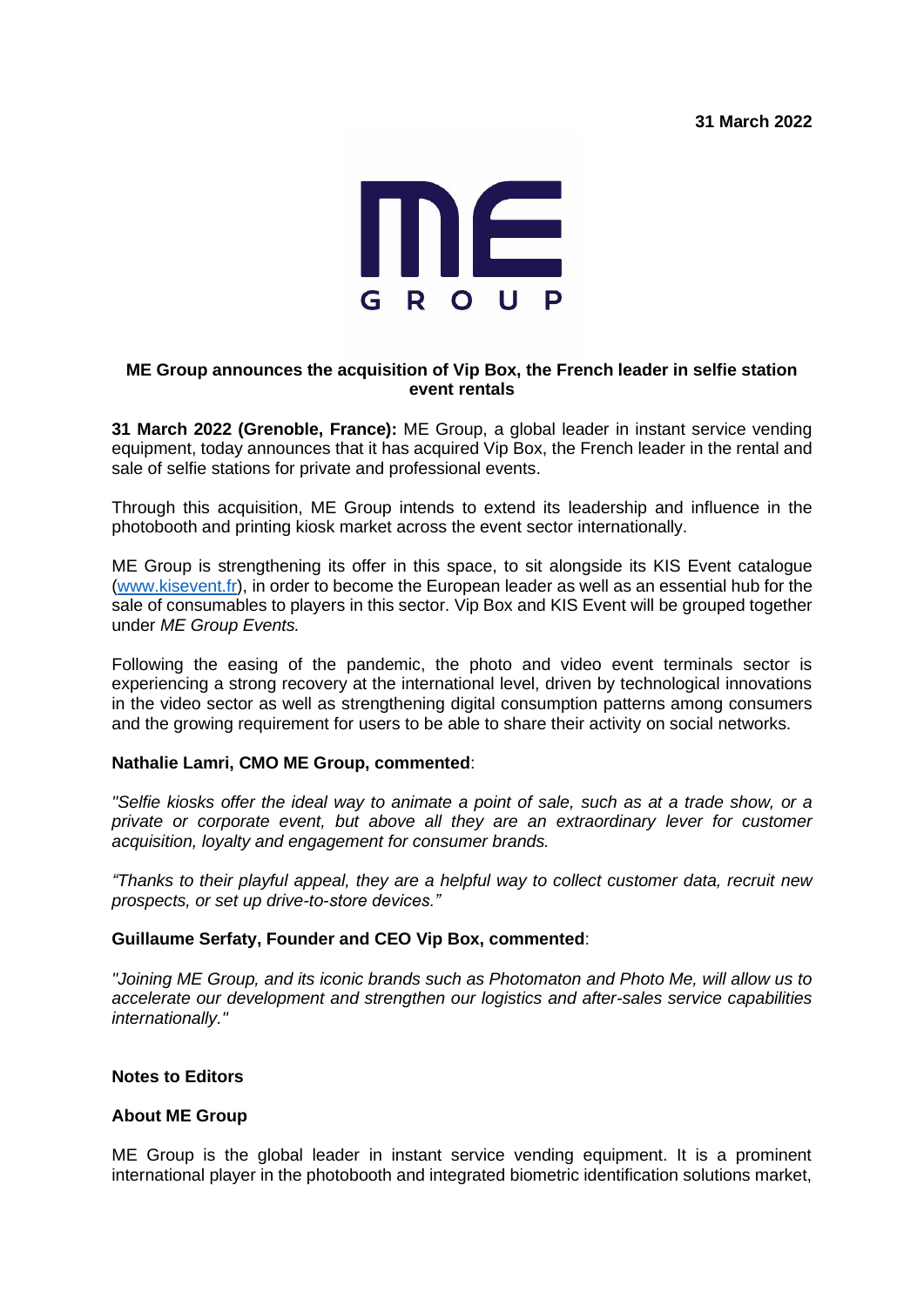**31 March 2022**

**ME Group announces the acquisition of Vip Box, the French leader in selfie station event rentals**

**31 March 2022 (Grenoble, France):** ME Group, a global leader in instant service vending equipment, today announces that it has acquired Vip Box, the French leader in the rental and sale of selfie stations for private and professional events.

Through this acquisition, ME Group intends to extend its leadership and influence in the photobooth and printing kiosk market across the event sector internationally.

ME Group is strengthening its offer in this space, to sit alongside its KIS Event catalogue ([www.kisevent.fr](www.kisevent.fr)), in order to become the European leader as well as an essential hub for the sale of consumables to players in this sector. Vip Box and KIS Event will be grouped together under *ME Group Events.*

Following the easing of the pandemic, the photo and video event terminals sector is experiencing a strong recovery at the international level, driven by technological innovations in the video sector as well as strengthening digital consumption patterns among consumers and the growing requirement for users to be able to share their activity on social networks.

**Nathalie Lamri, CMO ME Group, commented**:

*"Selfie kiosks offer the ideal way to animate a point of sale, such as at a trade show, or a private or corporate event, but above all they are an extraordinary lever for customer acquisition, loyalty and engagement for consumer brands.*

*"Thanks to their playful appeal, they are a helpful way to collect customer data, recruit new prospects, or set up drive-to-store devices."*

**Guillaume Serfaty, Founder and CEO Vip Box, commented**:

*"Joining ME Group, and its iconic brands such as Photomaton and Photo Me, will allow us to accelerate our development and strengthen our logistics and after-sales service capabilities internationally."*

**Notes to Editors**

**About ME Group**

ME Group is the global leader in instant service vending equipment. It is a prominent international player in the photobooth and integrated biometric identification solutions market,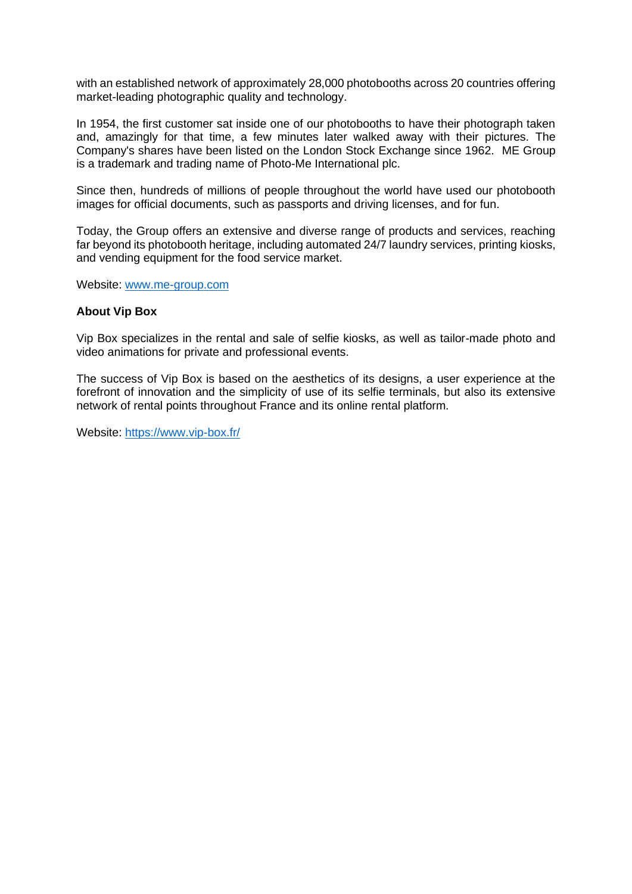with an established network of approximately 28,000 photobooths across 20 countries offering market-leading photographic quality and technology.

In 1954, the first customer sat inside one of our photobooths to have their photograph taken and, amazingly for that time, a few minutes later walked away with their pictures. The Company's shares have been listed on the London Stock Exchange since 1962. ME Group is a trademark and trading name of Photo-Me International plc.

Since then, hundreds of millions of people throughout the world have used our photobooth images for official documents, such as passports and driving licenses, and for fun.

Today, the Group offers an extensive and diverse range of products and services, reaching far beyond its photobooth heritage, including automated 24/7 laundry services, printing kiosks, and vending equipment for the food service market.

Website: [www.me-group.com](http://www.me-group.com)

**About Vip Box**

Vip Box specializes in the rental and sale of selfie kiosks, as well as tailor-made photo and video animations for private and professional events.

The success of Vip Box is based on the aesthetics of its designs, a user experience at the forefront of innovation and the simplicity of use of its selfie terminals, but also its extensive network of rental points throughout France and its online rental platform.

Website: [https://www.vip-box.fr/](https://www.vip-box.fr/)